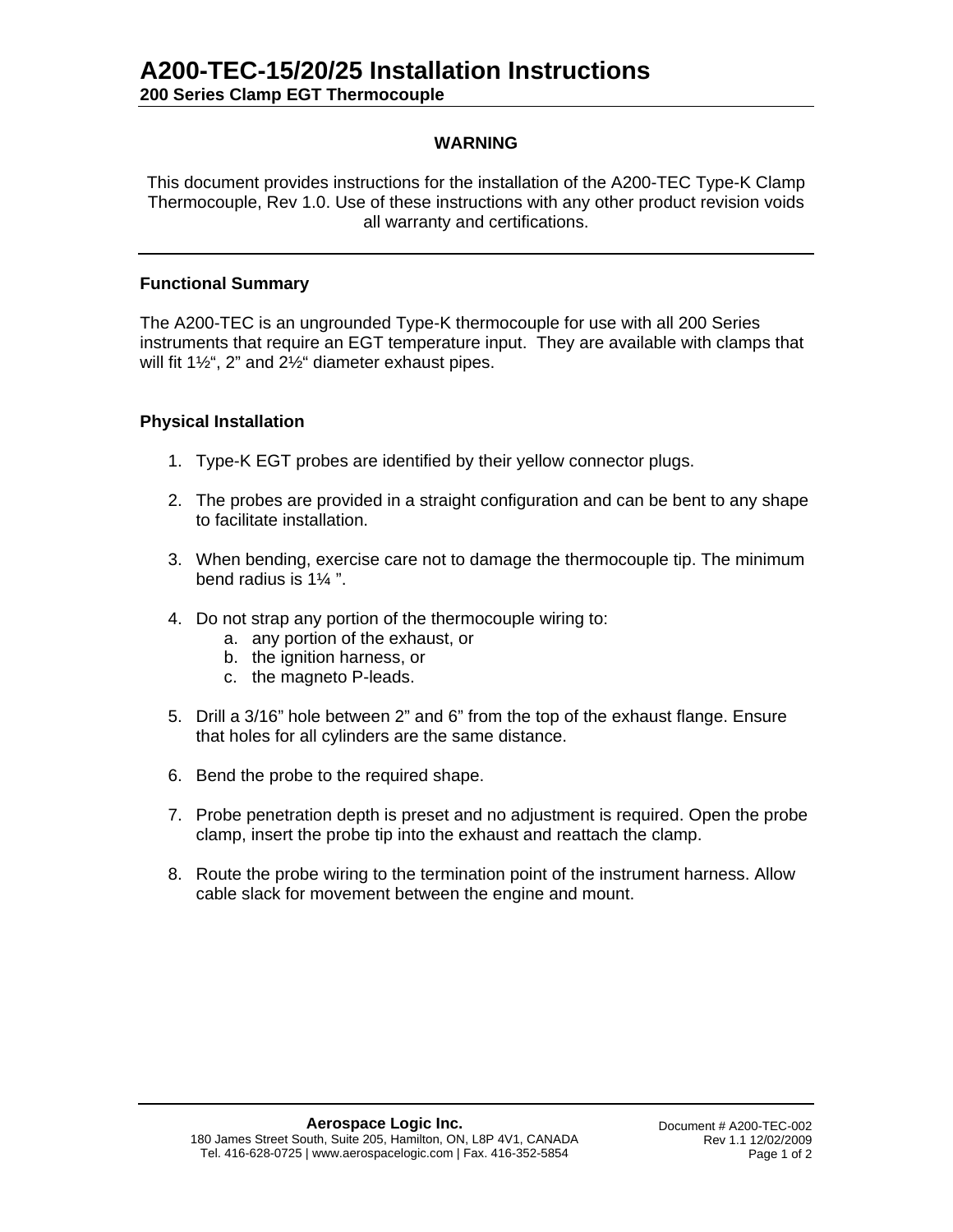# A200-TEC-15/20/25 Installation Instructions

## 200 Series Clamp EGT Thermocouple

**WARNING**

This document provides instructions for the installation of the A200-TEC Type-K Clamp Thermocouple, Rev 1.0. Use of these instructions with any other product revision voids all warranty and certifications.

---

### Functional Summary

The A200-TEC is an ungrounded Type-K thermocouple for use with all 200 Series instruments that require an EGT temperature input. They are available with clamps that will fit 1½“, 2” and 2½“ diameter exhaust pipes.

### Physical Installation

1. Type-K EGT probes are identified by their yellow connector plugs.

2. The probes are provided in a straight configuration and can be bent to any shape to facilitate installation.

3. When bending, exercise care not to damage the thermocouple tip. The minimum bend radius is 1¼ ”.

4. Do not strap any portion of the thermocouple wiring to:
   a. any portion of the exhaust, or
   b. the ignition harness, or
   c. the magneto P-leads.

5. Drill a 3/16” hole between 2” and 6” from the top of the exhaust flange. Ensure that holes for all cylinders are the same distance.

6. Bend the probe to the required shape.

7. Probe penetration depth is preset and no adjustment is required. Open the probe clamp, insert the probe tip into the exhaust and reattach the clamp.

8. Route the probe wiring to the termination point of the instrument harness. Allow cable slack for movement between the engine and mount.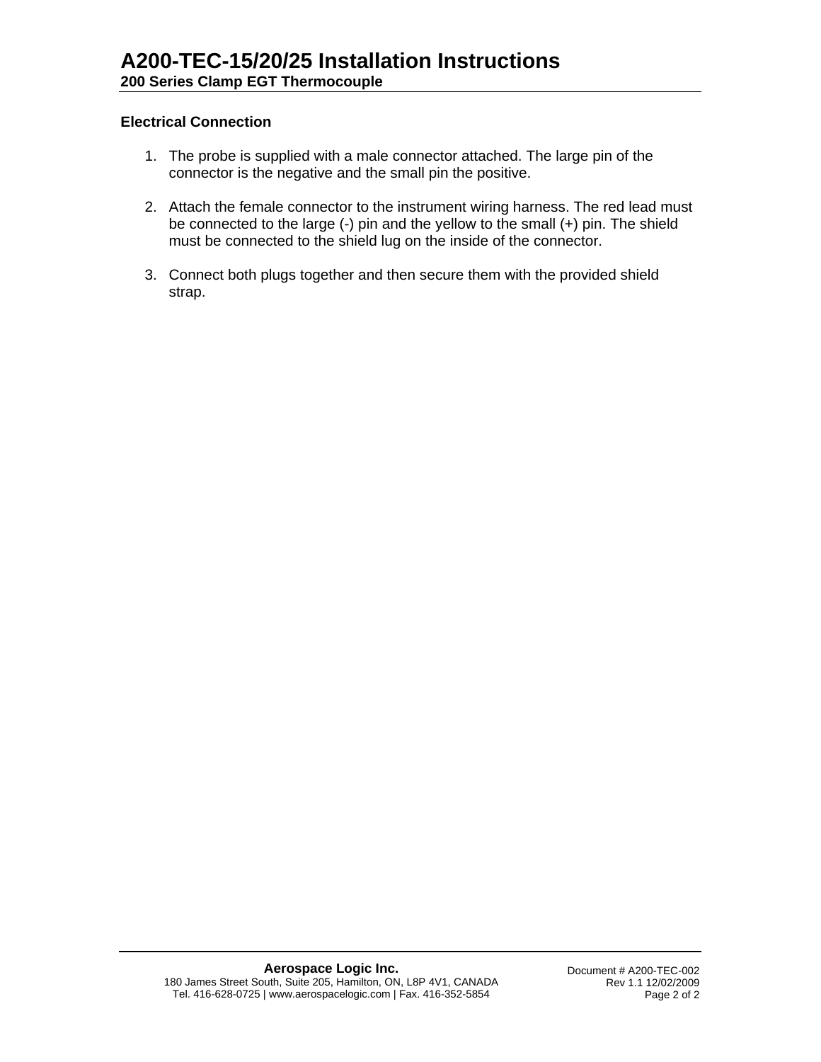## Electrical Connection

1. The probe is supplied with a male connector attached. The large pin of the connector is the negative and the small pin the positive.

2. Attach the female connector to the instrument wiring harness. The red lead must be connected to the large (-) pin and the yellow to the small (+) pin. The shield must be connected to the shield lug on the inside of the connector.

3. Connect both plugs together and then secure them with the provided shield strap.